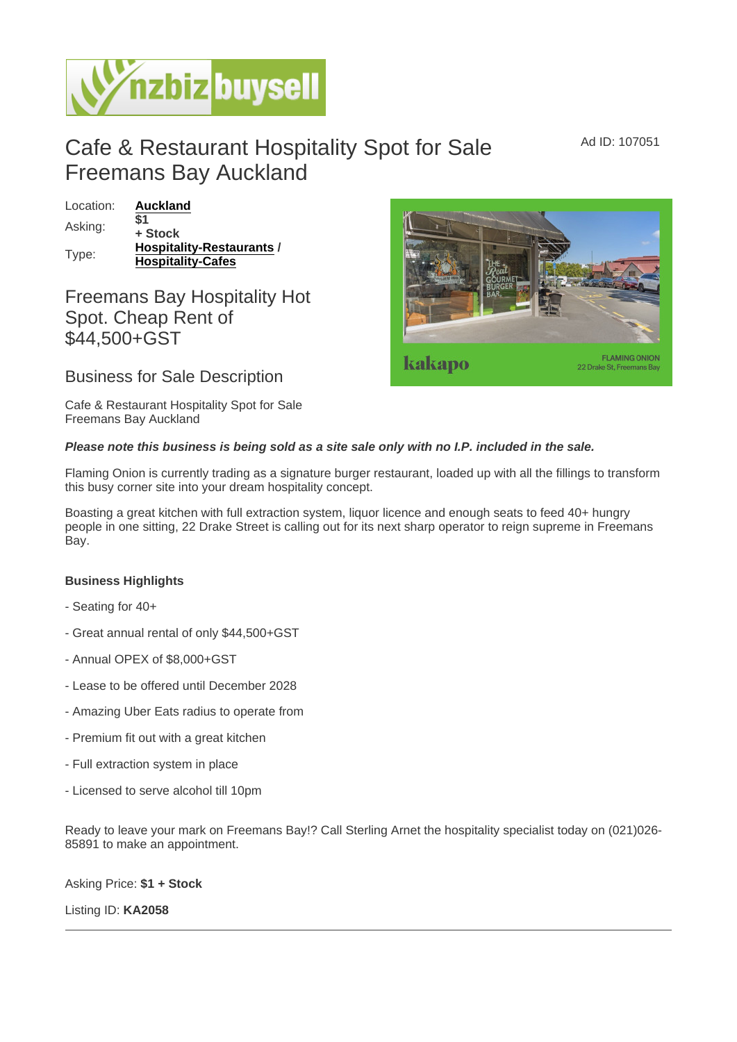# Cafe & Restaurant Hospitality Spot for Sale Freemans Bay Auckland

Ad ID: 107051

| | |
|---|---|
| Location: | **Auckland** |
| Asking: | **$1 + Stock** |
| Type: | **Hospitality-Restaurants / Hospitality-Cafes** |

## Freemans Bay Hospitality Hot Spot. Cheap Rent of $44,500+GST

## Business for Sale Description

Cafe & Restaurant Hospitality Spot for Sale Freemans Bay Auckland

***Please note this business is being sold as a site sale only with no I.P. included in the sale.***

Flaming Onion is currently trading as a signature burger restaurant, loaded up with all the fillings to transform this busy corner site into your dream hospitality concept.

Boasting a great kitchen with full extraction system, liquor licence and enough seats to feed 40+ hungry people in one sitting, 22 Drake Street is calling out for its next sharp operator to reign supreme in Freemans Bay.

**Business Highlights**

- Seating for 40+

- Great annual rental of only $44,500+GST

- Annual OPEX of $8,000+GST

- Lease to be offered until December 2028

- Amazing Uber Eats radius to operate from

- Premium fit out with a great kitchen

- Full extraction system in place

- Licensed to serve alcohol till 10pm

Ready to leave your mark on Freemans Bay!? Call Sterling Arnet the hospitality specialist today on (021)026-85891 to make an appointment.

Asking Price: **$1 + Stock**

Listing ID: **KA2058**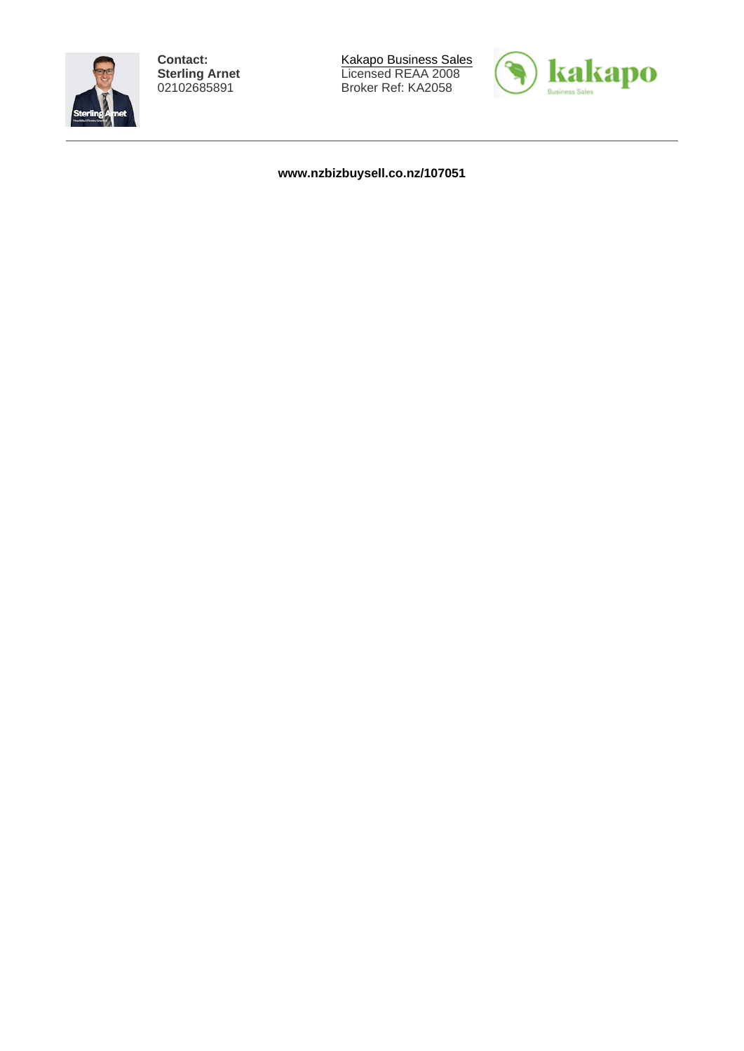**Contact:**
**Sterling Arnet**
02102685891

Kakapo Business Sales
Licensed REAA 2008
Broker Ref: KA2058

**www.nzbizbuysell.co.nz/107051**